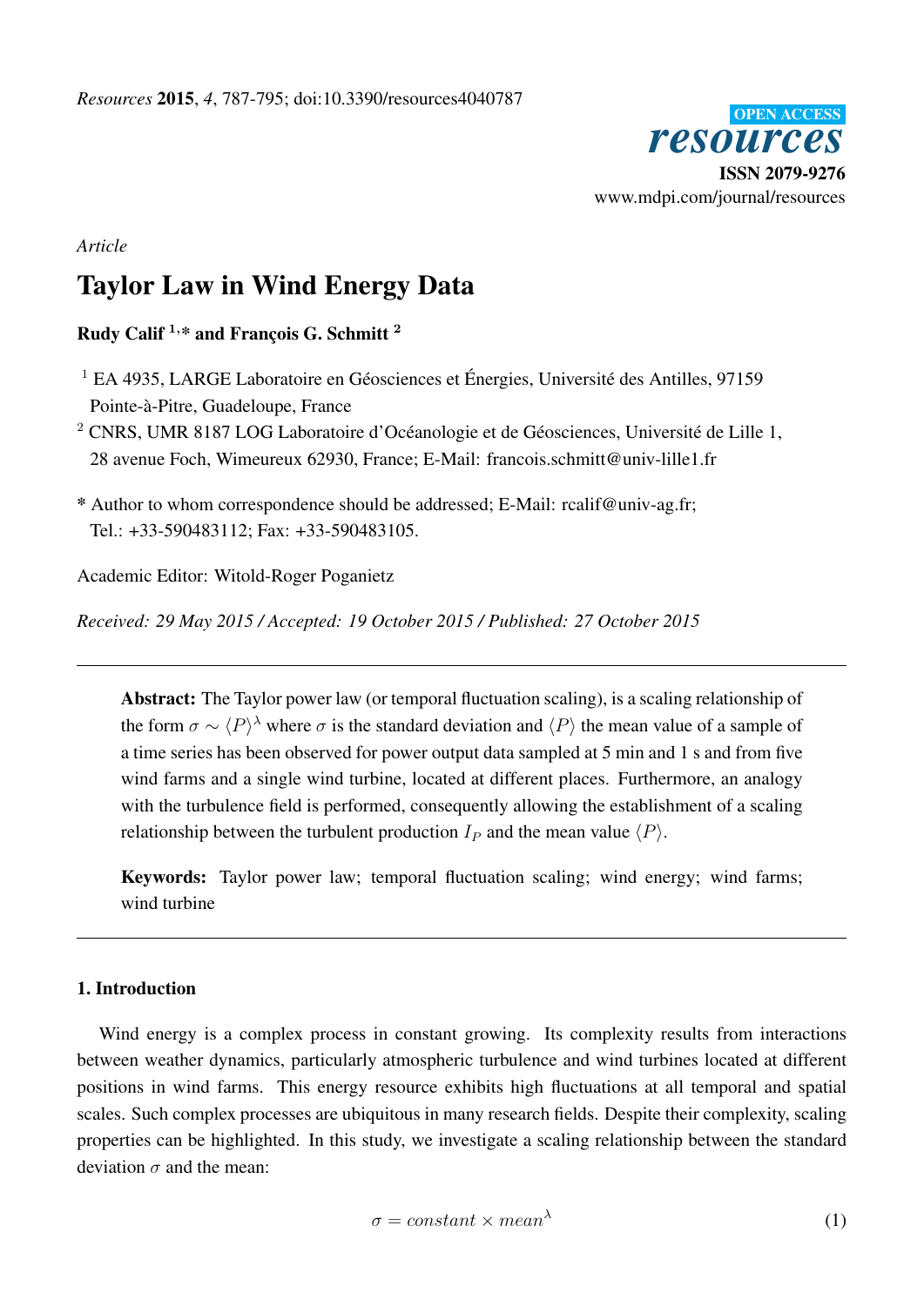*Article*

# Taylor Law in Wind Energy Data

**Rudy Calif [1,*] and François G. Schmitt [2]**

[1] EA 4935, LARGE Laboratoire en Géosciences et Énergies, Université des Antilles, 97159 Pointe-à-Pitre, Guadeloupe, France

[2] CNRS, UMR 8187 LOG Laboratoire d'Océanologie et de Géosciences, Université de Lille 1, 28 avenue Foch, Wimeureux 62930, France; E-Mail: francois.schmitt@univ-lille1.fr

* Author to whom correspondence should be addressed; E-Mail: rcalif@univ-ag.fr; Tel.: +33-590483112; Fax: +33-590483105.

Academic Editor: Witold-Roger Poganietz

*Received: 29 May 2015 / Accepted: 19 October 2015 / Published: 27 October 2015*

---

**Abstract:** The Taylor power law (or temporal fluctuation scaling), is a scaling relationship of the form $\sigma \sim \langle P \rangle^{\lambda}$ where $\sigma$ is the standard deviation and $\langle P \rangle$ the mean value of a sample of a time series has been observed for power output data sampled at 5 min and 1 s and from five wind farms and a single wind turbine, located at different places. Furthermore, an analogy with the turbulence field is performed, consequently allowing the establishment of a scaling relationship between the turbulent production $I_P$ and the mean value $\langle P \rangle$.

**Keywords:** Taylor power law; temporal fluctuation scaling; wind energy; wind farms; wind turbine

---

## 1. Introduction

Wind energy is a complex process in constant growing. Its complexity results from interactions between weather dynamics, particularly atmospheric turbulence and wind turbines located at different positions in wind farms. This energy resource exhibits high fluctuations at all temporal and spatial scales. Such complex processes are ubiquitous in many research fields. Despite their complexity, scaling properties can be highlighted. In this study, we investigate a scaling relationship between the standard deviation $\sigma$ and the mean:

$$\sigma = constant \times mean^{\lambda} \tag{1}$$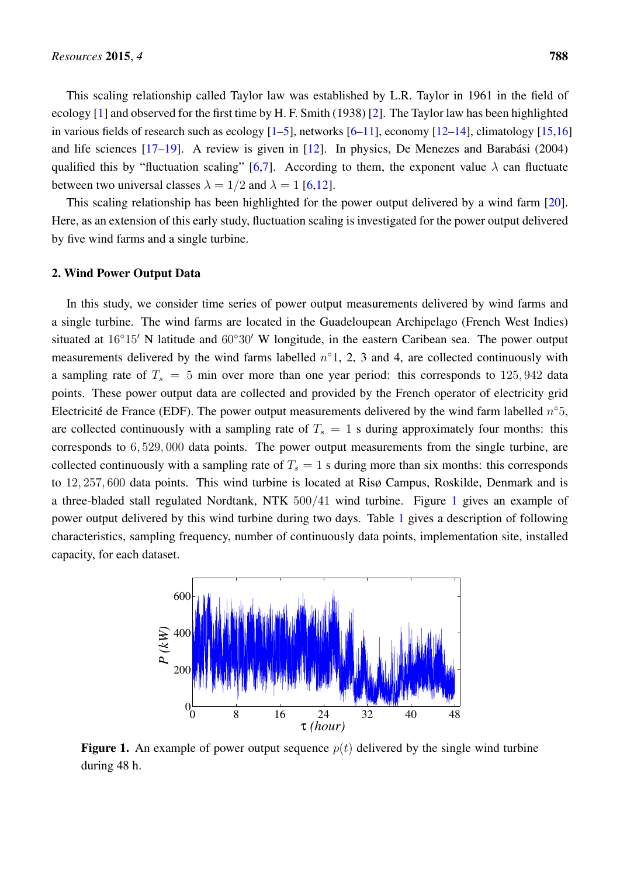This scaling relationship called Taylor law was established by L.R. Taylor in 1961 in the field of ecology [1] and observed for the first time by H. F. Smith (1938) [2]. The Taylor law has been highlighted in various fields of research such as ecology [1–5], networks [6–11], economy [12–14], climatology [15,16] and life sciences [17–19]. A review is given in [12]. In physics, De Menezes and Barabási (2004) qualified this by "fluctuation scaling" [6,7]. According to them, the exponent value $\lambda$ can fluctuate between two universal classes $\lambda = 1/2$ and $\lambda = 1$ [6,12].

This scaling relationship has been highlighted for the power output delivered by a wind farm [20]. Here, as an extension of this early study, fluctuation scaling is investigated for the power output delivered by five wind farms and a single turbine.

## 2. Wind Power Output Data

In this study, we consider time series of power output measurements delivered by wind farms and a single turbine. The wind farms are located in the Guadeloupean Archipelago (French West Indies) situated at $16°15'$ N latitude and $60°30'$ W longitude, in the eastern Caribean sea. The power output measurements delivered by the wind farms labelled $n°1$, 2, 3 and 4, are collected continuously with a sampling rate of $T_s = 5$ min over more than one year period: this corresponds to $125,942$ data points. These power output data are collected and provided by the French operator of electricity grid Electricité de France (EDF). The power output measurements delivered by the wind farm labelled $n°5$, are collected continuously with a sampling rate of $T_s = 1$ s during approximately four months: this corresponds to $6,529,000$ data points. The power output measurements from the single turbine, are collected continuously with a sampling rate of $T_s = 1$ s during more than six months: this corresponds to $12,257,600$ data points. This wind turbine is located at Risø Campus, Roskilde, Denmark and is a three-bladed stall regulated Nordtank, NTK $500/41$ wind turbine. Figure 1 gives an example of power output delivered by this wind turbine during two days. Table 1 gives a description of following characteristics, sampling frequency, number of continuously data points, implementation site, installed capacity, for each dataset.

**Figure 1.** An example of power output sequence $p(t)$ delivered by the single wind turbine during 48 h.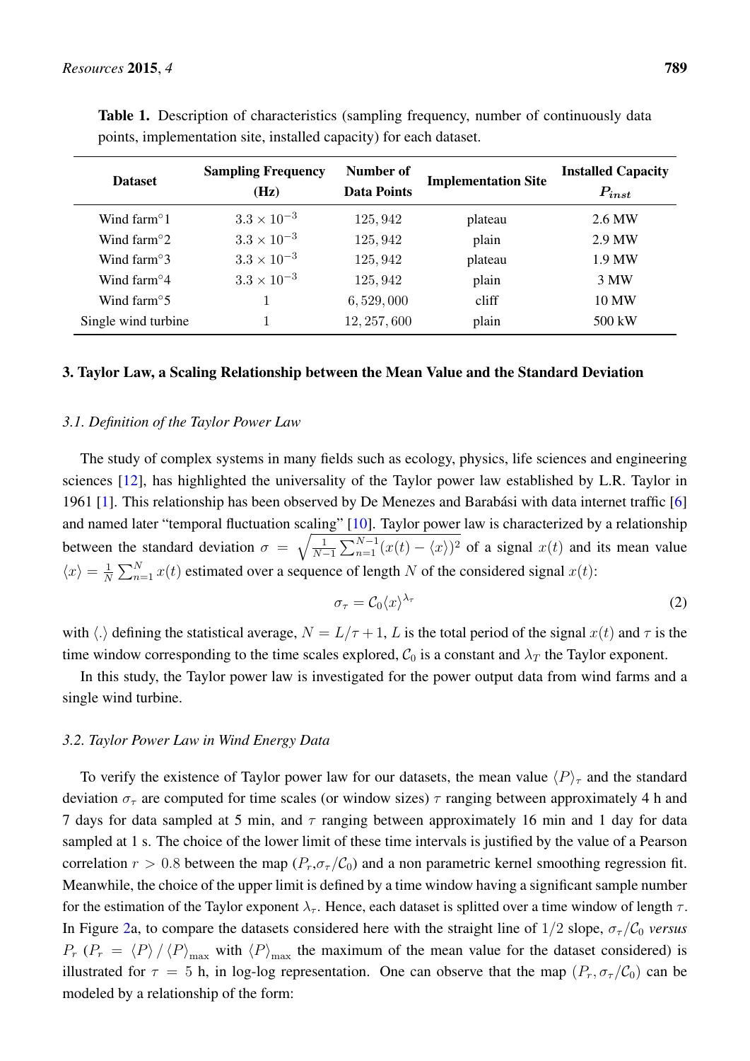**Table 1.** Description of characteristics (sampling frequency, number of continuously data points, implementation site, installed capacity) for each dataset.

| Dataset | Sampling Frequency (Hz) | Number of Data Points | Implementation Site | Installed Capacity $P_{inst}$ |
|---|---|---|---|---|
| Wind farm°1 | $3.3 \times 10^{-3}$ | $125,942$ | plateau | 2.6 MW |
| Wind farm°2 | $3.3 \times 10^{-3}$ | $125,942$ | plain | 2.9 MW |
| Wind farm°3 | $3.3 \times 10^{-3}$ | $125,942$ | plateau | 1.9 MW |
| Wind farm°4 | $3.3 \times 10^{-3}$ | $125,942$ | plain | 3 MW |
| Wind farm°5 | 1 | $6,529,000$ | cliff | 10 MW |
| Single wind turbine | 1 | $12,257,600$ | plain | 500 kW |

## 3. Taylor Law, a Scaling Relationship between the Mean Value and the Standard Deviation

### *3.1. Definition of the Taylor Power Law*

The study of complex systems in many fields such as ecology, physics, life sciences and engineering sciences [12], has highlighted the universality of the Taylor power law established by L.R. Taylor in 1961 [1]. This relationship has been observed by De Menezes and Barabási with data internet traffic [6] and named later "temporal fluctuation scaling" [10]. Taylor power law is characterized by a relationship between the standard deviation $\sigma = \sqrt{\frac{1}{N-1}\sum_{n=1}^{N-1}(x(t)-\langle x\rangle)^2}$ of a signal $x(t)$ and its mean value $\langle x\rangle = \frac{1}{N}\sum_{n=1}^{N} x(t)$ estimated over a sequence of length $N$ of the considered signal $x(t)$:

$$\sigma_\tau = \mathcal{C}_0 \langle x\rangle^{\lambda_\tau} \tag{2}$$

with $\langle . \rangle$ defining the statistical average, $N = L/\tau + 1$, $L$ is the total period of the signal $x(t)$ and $\tau$ is the time window corresponding to the time scales explored, $\mathcal{C}_0$ is a constant and $\lambda_T$ the Taylor exponent.

In this study, the Taylor power law is investigated for the power output data from wind farms and a single wind turbine.

### *3.2. Taylor Power Law in Wind Energy Data*

To verify the existence of Taylor power law for our datasets, the mean value $\langle P\rangle_\tau$ and the standard deviation $\sigma_\tau$ are computed for time scales (or window sizes) $\tau$ ranging between approximately 4 h and 7 days for data sampled at 5 min, and $\tau$ ranging between approximately 16 min and 1 day for data sampled at 1 s. The choice of the lower limit of these time intervals is justified by the value of a Pearson correlation $r > 0.8$ between the map $(P_r, \sigma_\tau/\mathcal{C}_0)$ and a non parametric kernel smoothing regression fit. Meanwhile, the choice of the upper limit is defined by a time window having a significant sample number for the estimation of the Taylor exponent $\lambda_\tau$. Hence, each dataset is splitted over a time window of length $\tau$. In Figure 2a, to compare the datasets considered here with the straight line of $1/2$ slope, $\sigma_\tau/\mathcal{C}_0$ *versus* $P_r$ ($P_r = \langle P\rangle / \langle P\rangle_{\max}$ with $\langle P\rangle_{\max}$ the maximum of the mean value for the dataset considered) is illustrated for $\tau = 5$ h, in log-log representation. One can observe that the map $(P_r, \sigma_\tau/\mathcal{C}_0)$ can be modeled by a relationship of the form: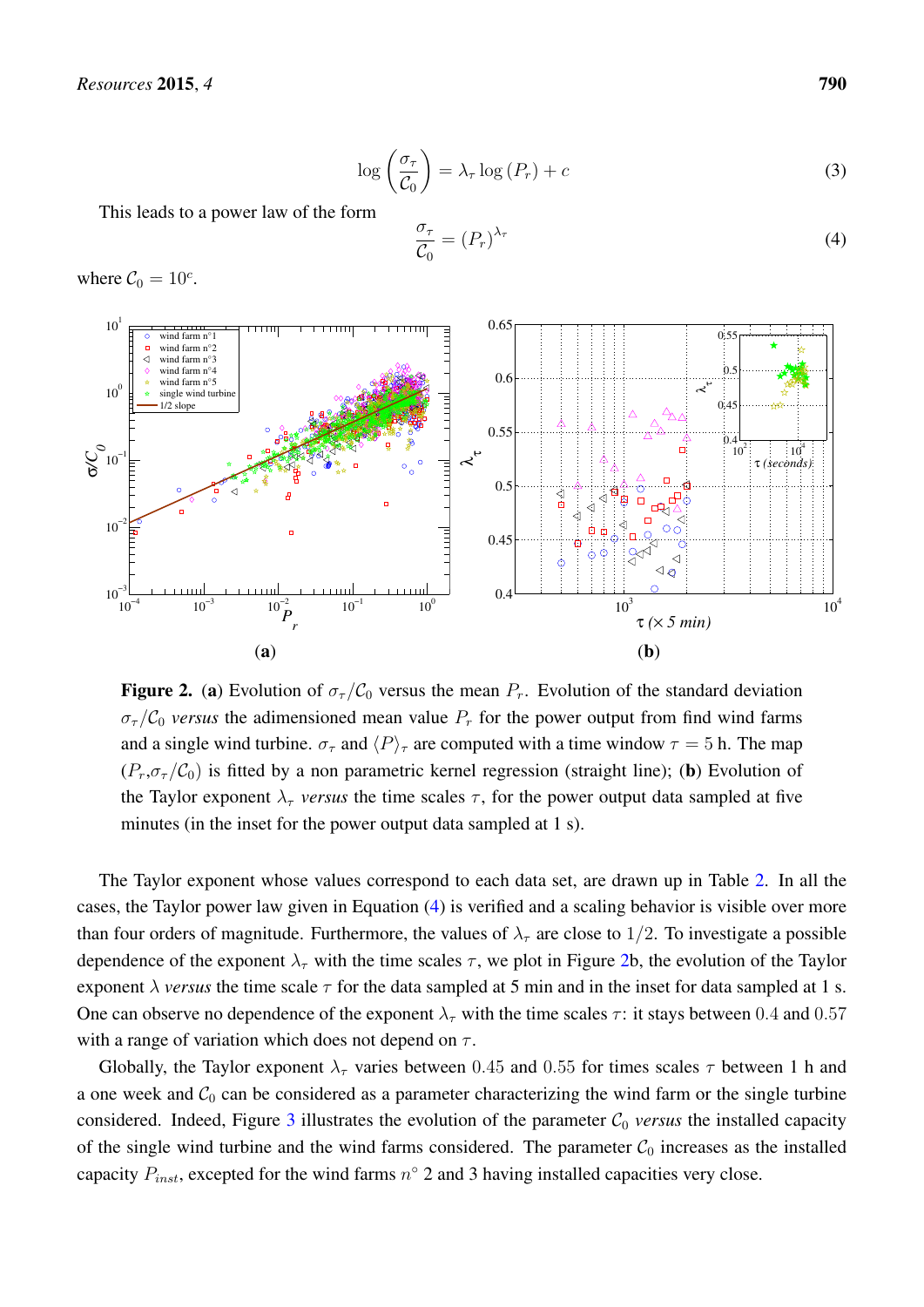$$\log\left(\frac{\sigma_\tau}{\mathcal{C}_0}\right) = \lambda_\tau \log(P_r) + c \tag{3}$$

This leads to a power law of the form

$$\frac{\sigma_\tau}{\mathcal{C}_0} = (P_r)^{\lambda_\tau} \tag{4}$$

where $\mathcal{C}_0 = 10^c$.

**Figure 2.** (**a**) Evolution of $\sigma_\tau/\mathcal{C}_0$ versus the mean $P_r$. Evolution of the standard deviation $\sigma_\tau/\mathcal{C}_0$ *versus* the adimensioned mean value $P_r$ for the power output from find wind farms and a single wind turbine. $\sigma_\tau$ and $\langle P \rangle_\tau$ are computed with a time window $\tau = 5$ h. The map $(P_r, \sigma_\tau/\mathcal{C}_0)$ is fitted by a non parametric kernel regression (straight line); (**b**) Evolution of the Taylor exponent $\lambda_\tau$ *versus* the time scales $\tau$, for the power output data sampled at five minutes (in the inset for the power output data sampled at 1 s).

The Taylor exponent whose values correspond to each data set, are drawn up in Table 2. In all the cases, the Taylor power law given in Equation (4) is verified and a scaling behavior is visible over more than four orders of magnitude. Furthermore, the values of $\lambda_\tau$ are close to $1/2$. To investigate a possible dependence of the exponent $\lambda_\tau$ with the time scales $\tau$, we plot in Figure 2b, the evolution of the Taylor exponent $\lambda$ *versus* the time scale $\tau$ for the data sampled at 5 min and in the inset for data sampled at 1 s. One can observe no dependence of the exponent $\lambda_\tau$ with the time scales $\tau$: it stays between $0.4$ and $0.57$ with a range of variation which does not depend on $\tau$.

Globally, the Taylor exponent $\lambda_\tau$ varies between $0.45$ and $0.55$ for times scales $\tau$ between 1 h and a one week and $\mathcal{C}_0$ can be considered as a parameter characterizing the wind farm or the single turbine considered. Indeed, Figure 3 illustrates the evolution of the parameter $\mathcal{C}_0$ *versus* the installed capacity of the single wind turbine and the wind farms considered. The parameter $\mathcal{C}_0$ increases as the installed capacity $P_{inst}$, excepted for the wind farms $n^\circ$ 2 and 3 having installed capacities very close.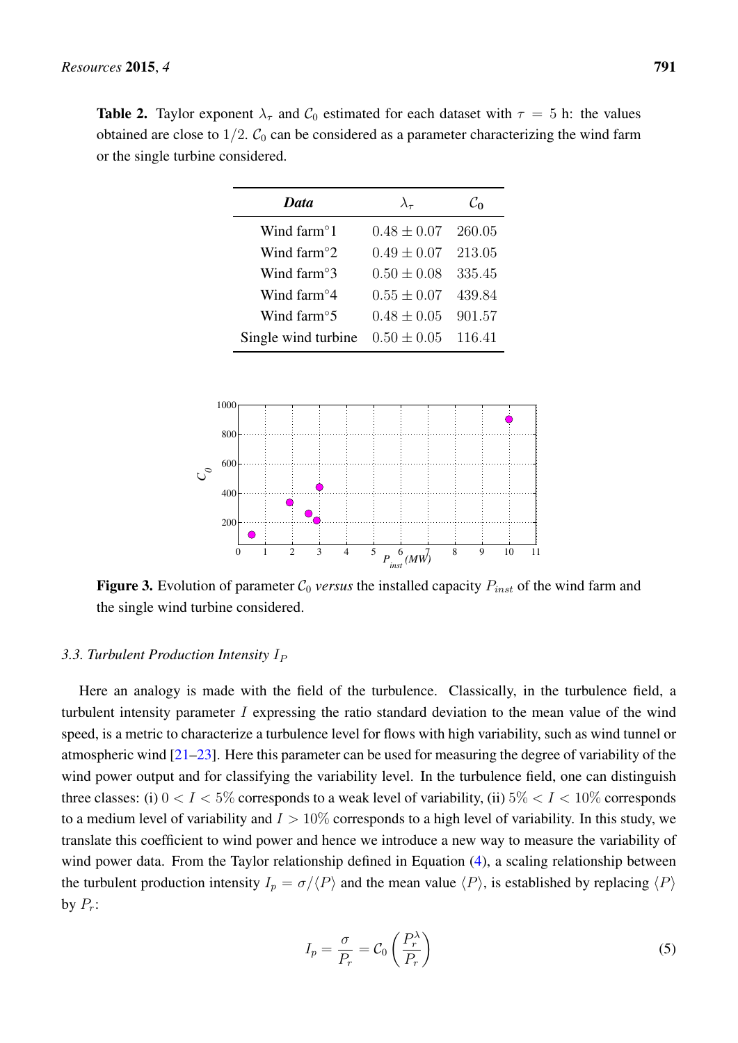**Table 2.** Taylor exponent $\lambda_\tau$ and $\mathcal{C}_0$ estimated for each dataset with $\tau = 5$ h: the values obtained are close to $1/2$. $\mathcal{C}_0$ can be considered as a parameter characterizing the wind farm or the single turbine considered.

| *Data* | $\lambda_\tau$ | $\mathcal{C}_0$ |
| --- | --- | --- |
| Wind farm°1 | $0.48 \pm 0.07$ | 260.05 |
| Wind farm°2 | $0.49 \pm 0.07$ | 213.05 |
| Wind farm°3 | $0.50 \pm 0.08$ | 335.45 |
| Wind farm°4 | $0.55 \pm 0.07$ | 439.84 |
| Wind farm°5 | $0.48 \pm 0.05$ | 901.57 |
| Single wind turbine | $0.50 \pm 0.05$ | 116.41 |

**Figure 3.** Evolution of parameter $\mathcal{C}_0$ *versus* the installed capacity $P_{inst}$ of the wind farm and the single wind turbine considered.

### 3.3. Turbulent Production Intensity $I_P$

Here an analogy is made with the field of the turbulence. Classically, in the turbulence field, a turbulent intensity parameter $I$ expressing the ratio standard deviation to the mean value of the wind speed, is a metric to characterize a turbulence level for flows with high variability, such as wind tunnel or atmospheric wind [21–23]. Here this parameter can be used for measuring the degree of variability of the wind power output and for classifying the variability level. In the turbulence field, one can distinguish three classes: (i) $0 < I < 5\%$ corresponds to a weak level of variability, (ii) $5\% < I < 10\%$ corresponds to a medium level of variability and $I > 10\%$ corresponds to a high level of variability. In this study, we translate this coefficient to wind power and hence we introduce a new way to measure the variability of wind power data. From the Taylor relationship defined in Equation (4), a scaling relationship between the turbulent production intensity $I_p = \sigma/\langle P \rangle$ and the mean value $\langle P \rangle$, is established by replacing $\langle P \rangle$ by $P_r$:

$$I_p = \frac{\sigma}{P_r} = \mathcal{C}_0 \left( \frac{P_r^\lambda}{P_r} \right) \tag{5}$$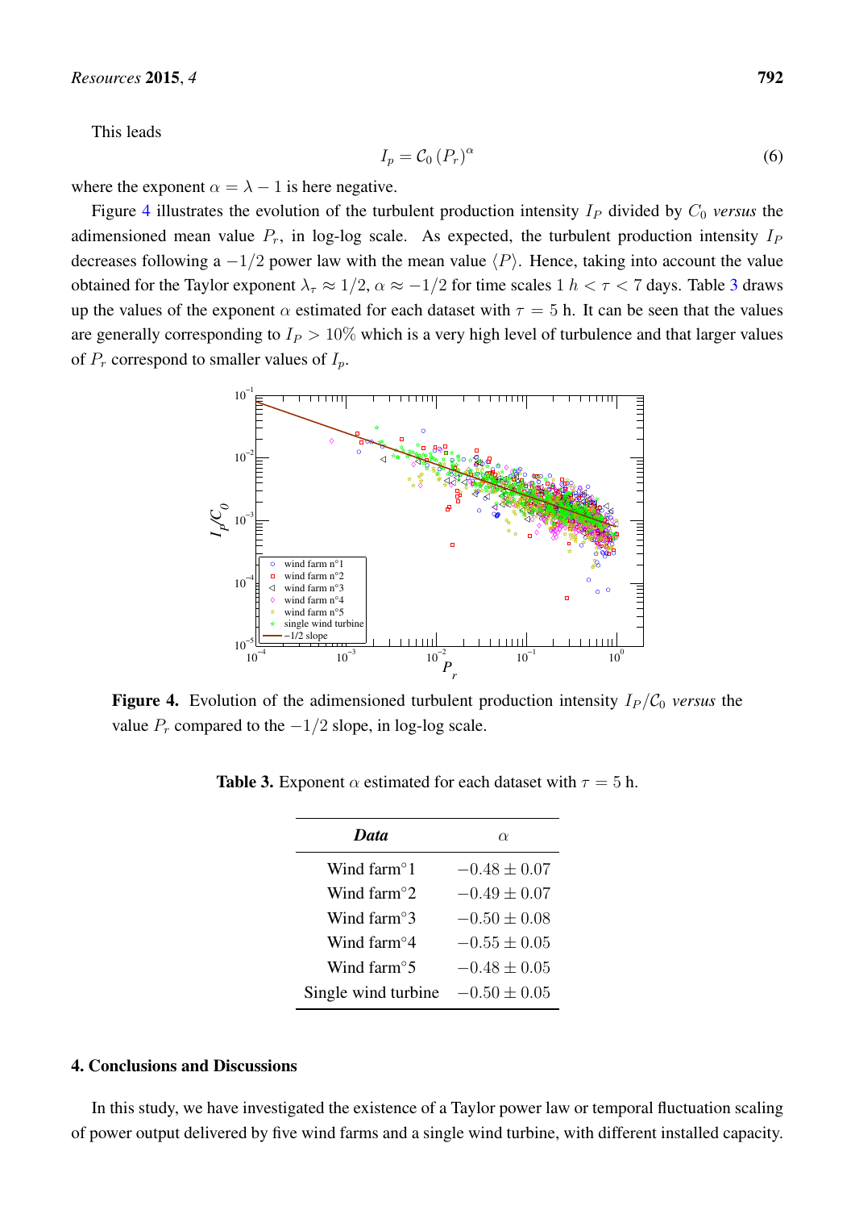This leads

$$I_p = \mathcal{C}_0 \left(P_r\right)^{\alpha} \tag{6}$$

where the exponent $\alpha = \lambda - 1$ is here negative.

Figure 4 illustrates the evolution of the turbulent production intensity $I_P$ divided by $C_0$ *versus* the adimensioned mean value $P_r$, in log-log scale. As expected, the turbulent production intensity $I_P$ decreases following a $-1/2$ power law with the mean value $\langle P \rangle$. Hence, taking into account the value obtained for the Taylor exponent $\lambda_\tau \approx 1/2$, $\alpha \approx -1/2$ for time scales $1\ h < \tau < 7$ days. Table 3 draws up the values of the exponent $\alpha$ estimated for each dataset with $\tau = 5$ h. It can be seen that the values are generally corresponding to $I_P > 10\%$ which is a very high level of turbulence and that larger values of $P_r$ correspond to smaller values of $I_p$.

**Figure 4.** Evolution of the adimensioned turbulent production intensity $I_P/\mathcal{C}_0$ *versus* the value $P_r$ compared to the $-1/2$ slope, in log-log scale.

**Table 3.** Exponent $\alpha$ estimated for each dataset with $\tau = 5$ h.

| ***Data*** | $\alpha$ |
|---|---|
| Wind farm°1 | $-0.48 \pm 0.07$ |
| Wind farm°2 | $-0.49 \pm 0.07$ |
| Wind farm°3 | $-0.50 \pm 0.08$ |
| Wind farm°4 | $-0.55 \pm 0.05$ |
| Wind farm°5 | $-0.48 \pm 0.05$ |
| Single wind turbine | $-0.50 \pm 0.05$ |

## 4. Conclusions and Discussions

In this study, we have investigated the existence of a Taylor power law or temporal fluctuation scaling of power output delivered by five wind farms and a single wind turbine, with different installed capacity.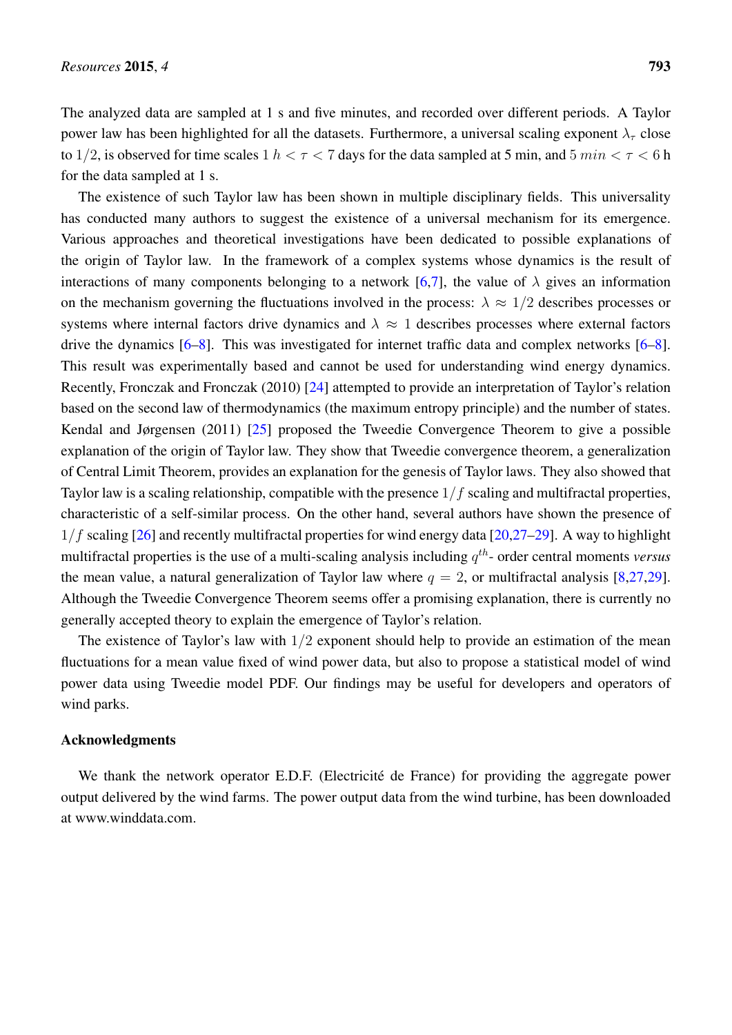The analyzed data are sampled at 1 s and five minutes, and recorded over different periods. A Taylor power law has been highlighted for all the datasets. Furthermore, a universal scaling exponent $\lambda_\tau$ close to $1/2$, is observed for time scales $1\ h < \tau < 7$ days for the data sampled at 5 min, and $5\ min < \tau < 6$ h for the data sampled at 1 s.

The existence of such Taylor law has been shown in multiple disciplinary fields. This universality has conducted many authors to suggest the existence of a universal mechanism for its emergence. Various approaches and theoretical investigations have been dedicated to possible explanations of the origin of Taylor law. In the framework of a complex systems whose dynamics is the result of interactions of many components belonging to a network [6,7], the value of $\lambda$ gives an information on the mechanism governing the fluctuations involved in the process: $\lambda \approx 1/2$ describes processes or systems where internal factors drive dynamics and $\lambda \approx 1$ describes processes where external factors drive the dynamics [6–8]. This was investigated for internet traffic data and complex networks [6–8]. This result was experimentally based and cannot be used for understanding wind energy dynamics. Recently, Fronczak and Fronczak (2010) [24] attempted to provide an interpretation of Taylor's relation based on the second law of thermodynamics (the maximum entropy principle) and the number of states. Kendal and Jørgensen (2011) [25] proposed the Tweedie Convergence Theorem to give a possible explanation of the origin of Taylor law. They show that Tweedie convergence theorem, a generalization of Central Limit Theorem, provides an explanation for the genesis of Taylor laws. They also showed that Taylor law is a scaling relationship, compatible with the presence $1/f$ scaling and multifractal properties, characteristic of a self-similar process. On the other hand, several authors have shown the presence of $1/f$ scaling [26] and recently multifractal properties for wind energy data [20,27–29]. A way to highlight multifractal properties is the use of a multi-scaling analysis including $q^{th}$- order central moments *versus* the mean value, a natural generalization of Taylor law where $q = 2$, or multifractal analysis [8,27,29]. Although the Tweedie Convergence Theorem seems offer a promising explanation, there is currently no generally accepted theory to explain the emergence of Taylor's relation.

The existence of Taylor's law with $1/2$ exponent should help to provide an estimation of the mean fluctuations for a mean value fixed of wind power data, but also to propose a statistical model of wind power data using Tweedie model PDF. Our findings may be useful for developers and operators of wind parks.

## Acknowledgments

We thank the network operator E.D.F. (Electricité de France) for providing the aggregate power output delivered by the wind farms. The power output data from the wind turbine, has been downloaded at www.winddata.com.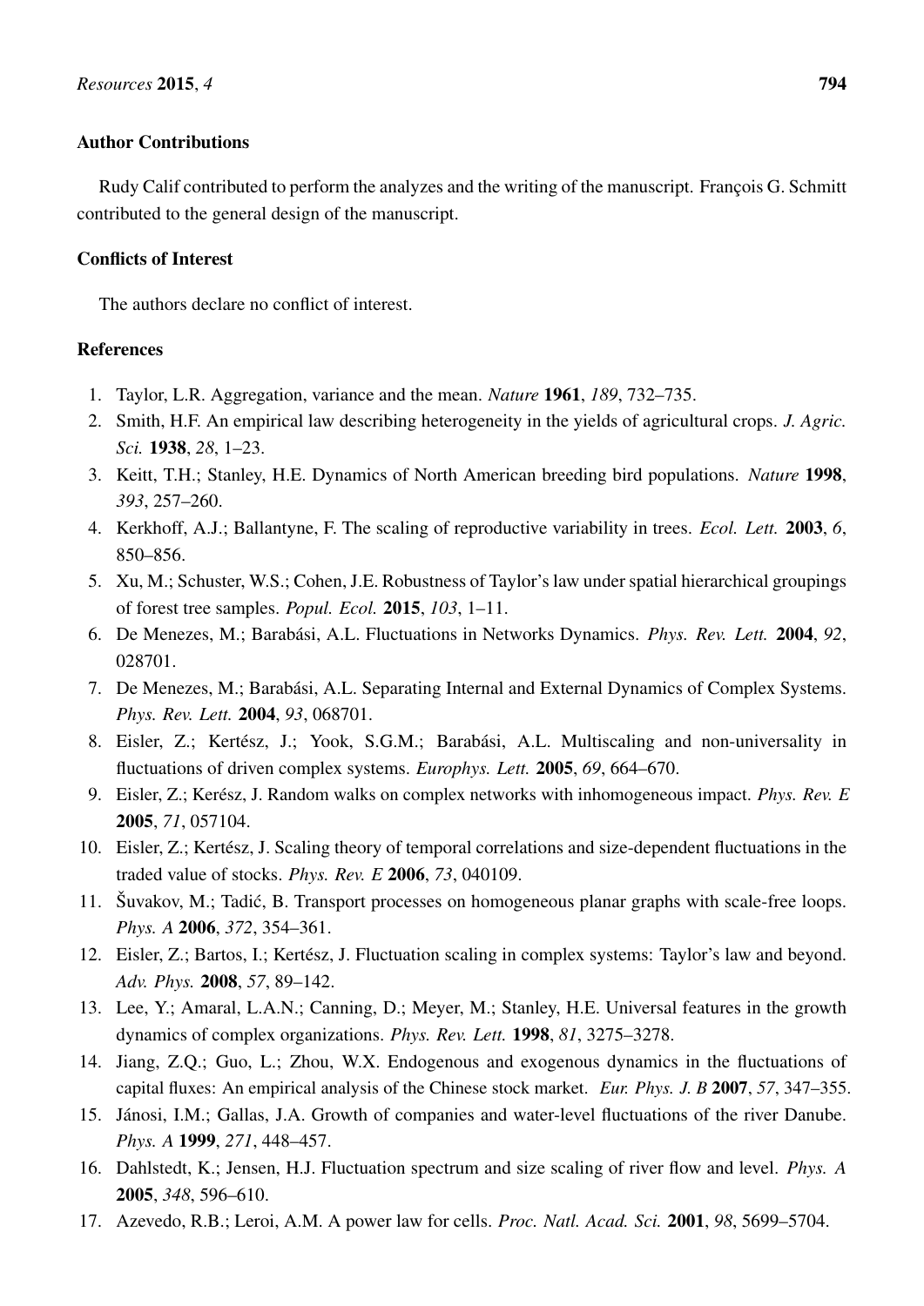## Author Contributions

Rudy Calif contributed to perform the analyzes and the writing of the manuscript. François G. Schmitt contributed to the general design of the manuscript.

## Conflicts of Interest

The authors declare no conflict of interest.

## References

1. Taylor, L.R. Aggregation, variance and the mean. *Nature* **1961**, *189*, 732–735.
2. Smith, H.F. An empirical law describing heterogeneity in the yields of agricultural crops. *J. Agric. Sci.* **1938**, *28*, 1–23.
3. Keitt, T.H.; Stanley, H.E. Dynamics of North American breeding bird populations. *Nature* **1998**, *393*, 257–260.
4. Kerkhoff, A.J.; Ballantyne, F. The scaling of reproductive variability in trees. *Ecol. Lett.* **2003**, *6*, 850–856.
5. Xu, M.; Schuster, W.S.; Cohen, J.E. Robustness of Taylor's law under spatial hierarchical groupings of forest tree samples. *Popul. Ecol.* **2015**, *103*, 1–11.
6. De Menezes, M.; Barabási, A.L. Fluctuations in Networks Dynamics. *Phys. Rev. Lett.* **2004**, *92*, 028701.
7. De Menezes, M.; Barabási, A.L. Separating Internal and External Dynamics of Complex Systems. *Phys. Rev. Lett.* **2004**, *93*, 068701.
8. Eisler, Z.; Kertész, J.; Yook, S.G.M.; Barabási, A.L. Multiscaling and non-universality in fluctuations of driven complex systems. *Europhys. Lett.* **2005**, *69*, 664–670.
9. Eisler, Z.; Kerész, J. Random walks on complex networks with inhomogeneous impact. *Phys. Rev. E* **2005**, *71*, 057104.
10. Eisler, Z.; Kertész, J. Scaling theory of temporal correlations and size-dependent fluctuations in the traded value of stocks. *Phys. Rev. E* **2006**, *73*, 040109.
11. Šuvakov, M.; Tadić, B. Transport processes on homogeneous planar graphs with scale-free loops. *Phys. A* **2006**, *372*, 354–361.
12. Eisler, Z.; Bartos, I.; Kertész, J. Fluctuation scaling in complex systems: Taylor's law and beyond. *Adv. Phys.* **2008**, *57*, 89–142.
13. Lee, Y.; Amaral, L.A.N.; Canning, D.; Meyer, M.; Stanley, H.E. Universal features in the growth dynamics of complex organizations. *Phys. Rev. Lett.* **1998**, *81*, 3275–3278.
14. Jiang, Z.Q.; Guo, L.; Zhou, W.X. Endogenous and exogenous dynamics in the fluctuations of capital fluxes: An empirical analysis of the Chinese stock market. *Eur. Phys. J. B* **2007**, *57*, 347–355.
15. Jánosi, I.M.; Gallas, J.A. Growth of companies and water-level fluctuations of the river Danube. *Phys. A* **1999**, *271*, 448–457.
16. Dahlstedt, K.; Jensen, H.J. Fluctuation spectrum and size scaling of river flow and level. *Phys. A* **2005**, *348*, 596–610.
17. Azevedo, R.B.; Leroi, A.M. A power law for cells. *Proc. Natl. Acad. Sci.* **2001**, *98*, 5699–5704.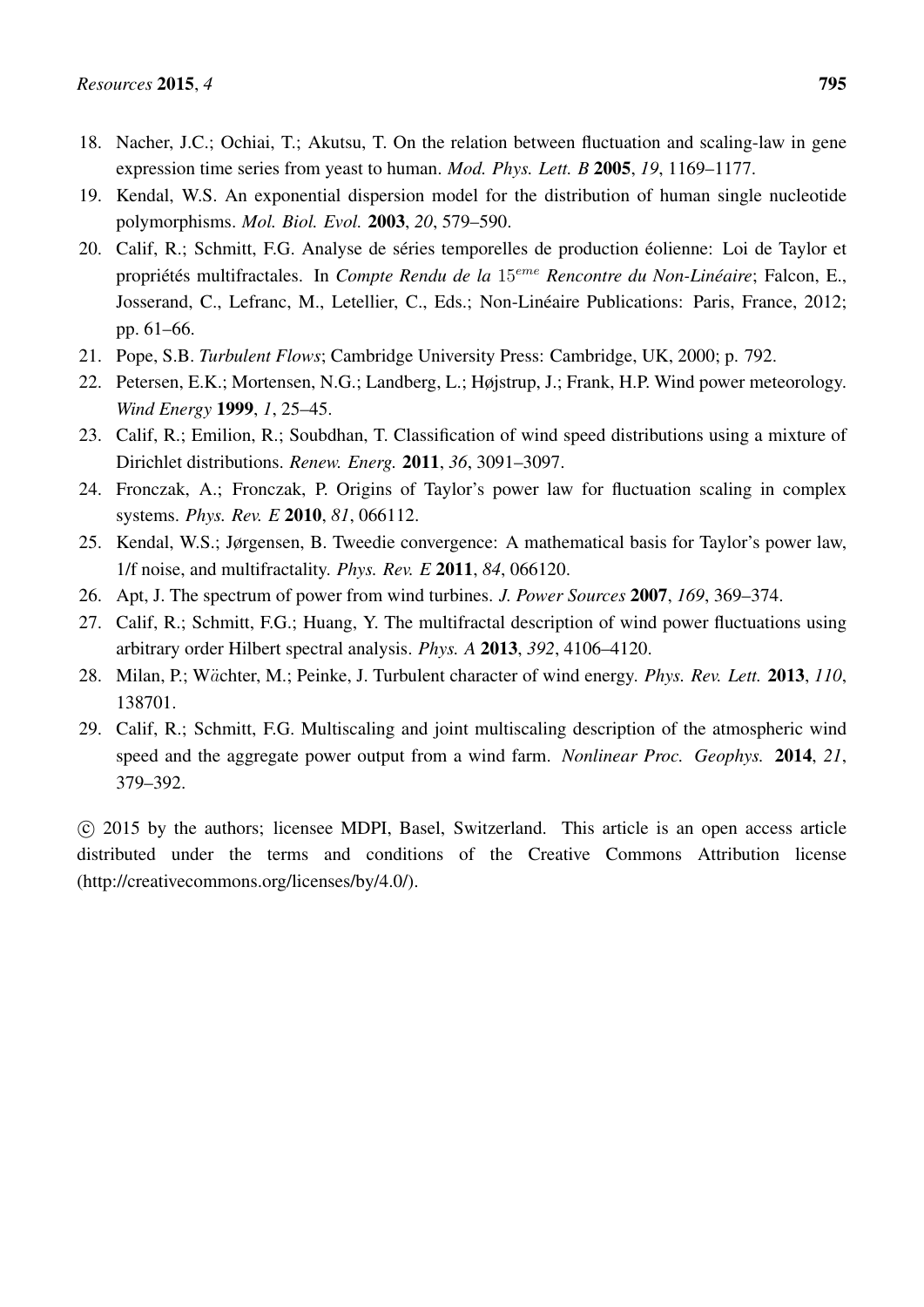18. Nacher, J.C.; Ochiai, T.; Akutsu, T. On the relation between fluctuation and scaling-law in gene expression time series from yeast to human. *Mod. Phys. Lett. B* **2005**, *19*, 1169–1177.
19. Kendal, W.S. An exponential dispersion model for the distribution of human single nucleotide polymorphisms. *Mol. Biol. Evol.* **2003**, *20*, 579–590.
20. Calif, R.; Schmitt, F.G. Analyse de séries temporelles de production éolienne: Loi de Taylor et propriétés multifractales. In *Compte Rendu de la* $15^{eme}$ *Rencontre du Non-Linéaire*; Falcon, E., Josserand, C., Lefranc, M., Letellier, C., Eds.; Non-Linéaire Publications: Paris, France, 2012; pp. 61–66.
21. Pope, S.B. *Turbulent Flows*; Cambridge University Press: Cambridge, UK, 2000; p. 792.
22. Petersen, E.K.; Mortensen, N.G.; Landberg, L.; Højstrup, J.; Frank, H.P. Wind power meteorology. *Wind Energy* **1999**, *1*, 25–45.
23. Calif, R.; Emilion, R.; Soubdhan, T. Classification of wind speed distributions using a mixture of Dirichlet distributions. *Renew. Energ.* **2011**, *36*, 3091–3097.
24. Fronczak, A.; Fronczak, P. Origins of Taylor's power law for fluctuation scaling in complex systems. *Phys. Rev. E* **2010**, *81*, 066112.
25. Kendal, W.S.; Jørgensen, B. Tweedie convergence: A mathematical basis for Taylor's power law, 1/f noise, and multifractality. *Phys. Rev. E* **2011**, *84*, 066120.
26. Apt, J. The spectrum of power from wind turbines. *J. Power Sources* **2007**, *169*, 369–374.
27. Calif, R.; Schmitt, F.G.; Huang, Y. The multifractal description of wind power fluctuations using arbitrary order Hilbert spectral analysis. *Phys. A* **2013**, *392*, 4106–4120.
28. Milan, P.; Wächter, M.; Peinke, J. Turbulent character of wind energy. *Phys. Rev. Lett.* **2013**, *110*, 138701.
29. Calif, R.; Schmitt, F.G. Multiscaling and joint multiscaling description of the atmospheric wind speed and the aggregate power output from a wind farm. *Nonlinear Proc. Geophys.* **2014**, *21*, 379–392.

© 2015 by the authors; licensee MDPI, Basel, Switzerland. This article is an open access article distributed under the terms and conditions of the Creative Commons Attribution license (http://creativecommons.org/licenses/by/4.0/).